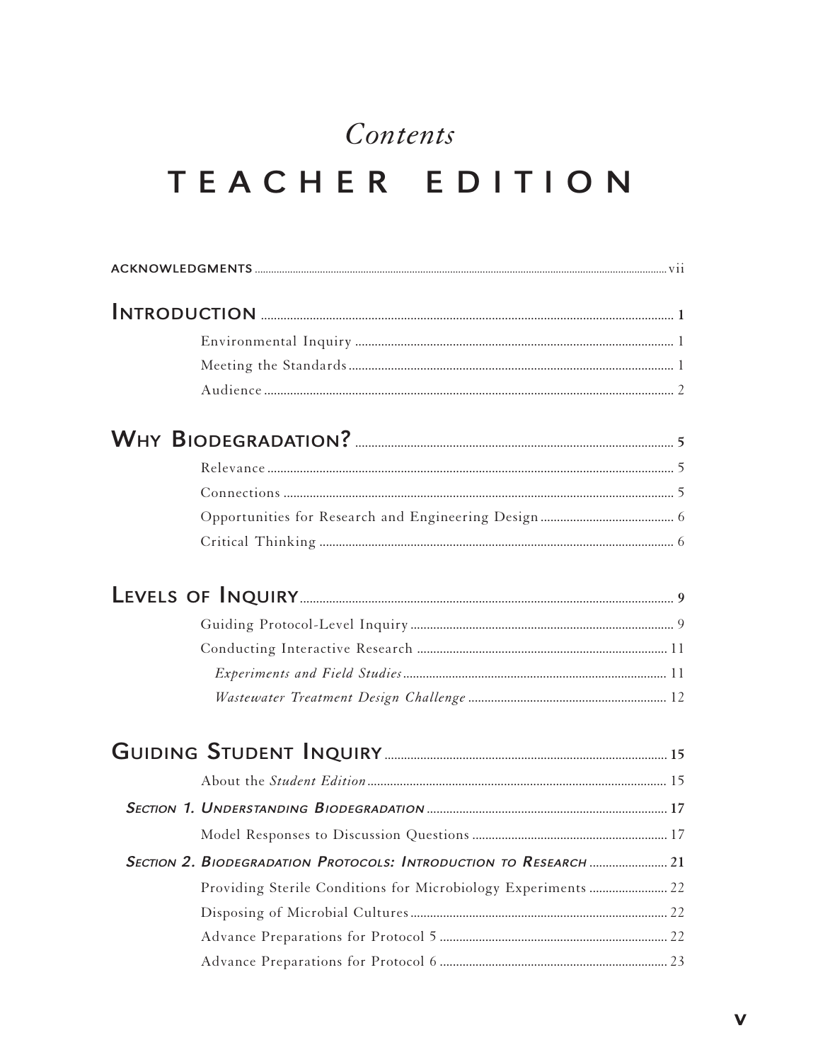# *Contents*

# TEACHER EDITION

ACKNOWLEDGMENTS ..... vii

## INTRODUCTION ..... 1

- Environmental Inquiry ..... 1
- Meeting the Standards ..... 1
- Audience ..... 2

## WHY BIODEGRADATION? ..... 5

- Relevance ..... 5
- Connections ..... 5
- Opportunities for Research and Engineering Design ..... 6
- Critical Thinking ..... 6

## LEVELS OF INQUIRY ..... 9

- Guiding Protocol-Level Inquiry ..... 9
- Conducting Interactive Research ..... 11
  - *Experiments and Field Studies* ..... 11
  - *Wastewater Treatment Design Challenge* ..... 12

## GUIDING STUDENT INQUIRY ..... 15

- About the *Student Edition* ..... 15

### *SECTION 1. UNDERSTANDING BIODEGRADATION* ..... 17

- Model Responses to Discussion Questions ..... 17

### *SECTION 2. BIODEGRADATION PROTOCOLS: INTRODUCTION TO RESEARCH* ..... 21

- Providing Sterile Conditions for Microbiology Experiments ..... 22
- Disposing of Microbial Cultures ..... 22
- Advance Preparations for Protocol 5 ..... 22
- Advance Preparations for Protocol 6 ..... 23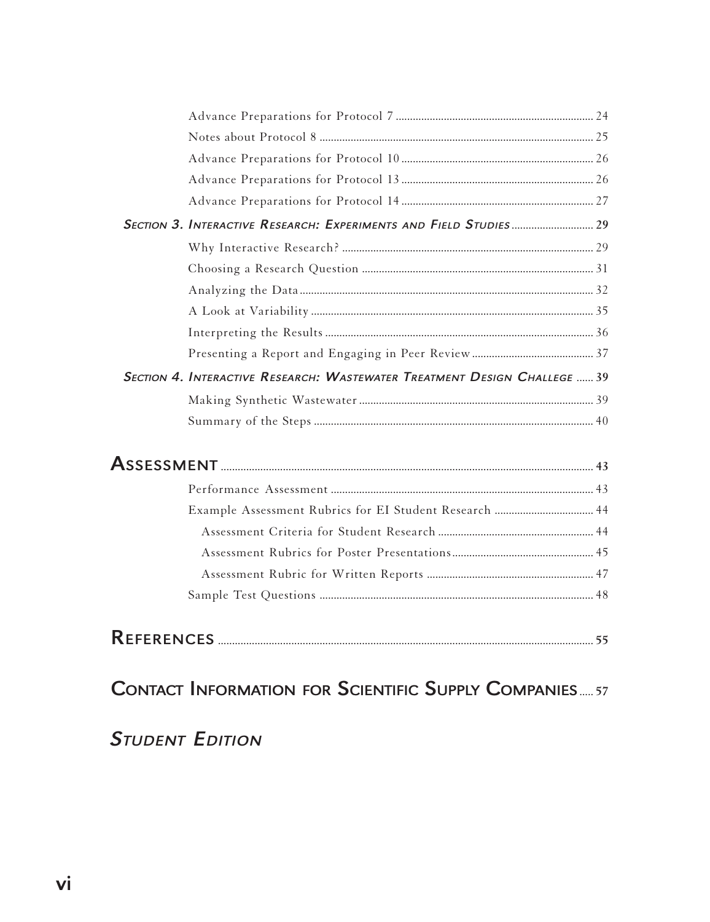Advance Preparations for Protocol 7 ..... 24

Notes about Protocol 8 ..... 25

Advance Preparations for Protocol 10 ..... 26

Advance Preparations for Protocol 13 ..... 26

Advance Preparations for Protocol 14 ..... 27

*Section 3. Interactive Research: Experiments and Field Studies* ..... 29

Why Interactive Research? ..... 29

Choosing a Research Question ..... 31

Analyzing the Data ..... 32

A Look at Variability ..... 35

Interpreting the Results ..... 36

Presenting a Report and Engaging in Peer Review ..... 37

*Section 4. Interactive Research: Wastewater Treatment Design Challege* ..... 39

Making Synthetic Wastewater ..... 39

Summary of the Steps ..... 40

# Assessment ..... 43

Performance Assessment ..... 43

Example Assessment Rubrics for EI Student Research ..... 44

Assessment Criteria for Student Research ..... 44

Assessment Rubrics for Poster Presentations ..... 45

Assessment Rubric for Written Reports ..... 47

Sample Test Questions ..... 48

# References ..... 55

# Contact Information for Scientific Supply Companies ..... 57

# *Student Edition*